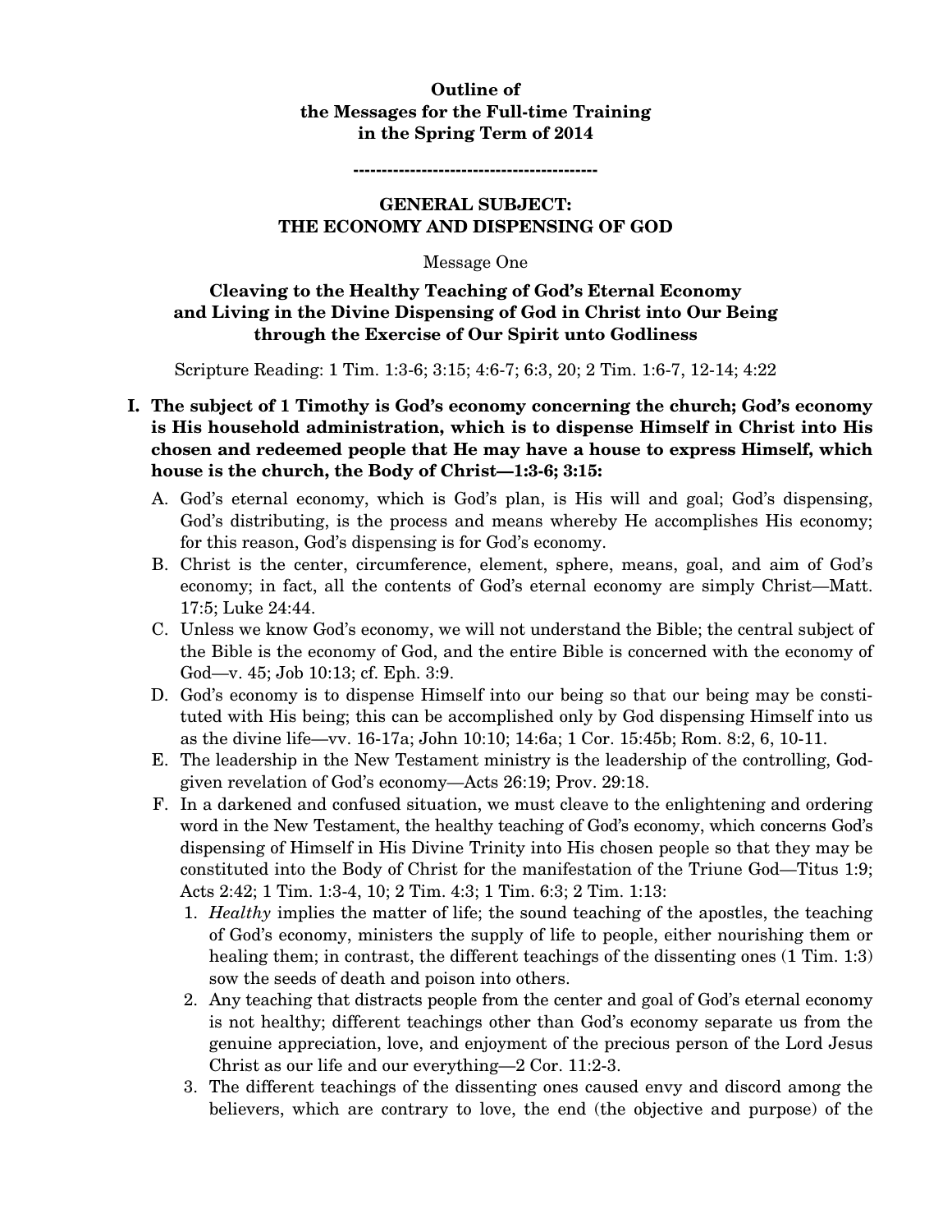**Outline of**
**the Messages for the Full-time Training**
**in the Spring Term of 2014**

------------------------------------------

## GENERAL SUBJECT: THE ECONOMY AND DISPENSING OF GOD

Message One

### Cleaving to the Healthy Teaching of God's Eternal Economy and Living in the Divine Dispensing of God in Christ into Our Being through the Exercise of Our Spirit unto Godliness

Scripture Reading: 1 Tim. 1:3-6; 3:15; 4:6-7; 6:3, 20; 2 Tim. 1:6-7, 12-14; 4:22

**I. The subject of 1 Timothy is God's economy concerning the church; God's economy is His household administration, which is to dispense Himself in Christ into His chosen and redeemed people that He may have a house to express Himself, which house is the church, the Body of Christ—1:3-6; 3:15:**

A. God's eternal economy, which is God's plan, is His will and goal; God's dispensing, God's distributing, is the process and means whereby He accomplishes His economy; for this reason, God's dispensing is for God's economy.

B. Christ is the center, circumference, element, sphere, means, goal, and aim of God's economy; in fact, all the contents of God's eternal economy are simply Christ—Matt. 17:5; Luke 24:44.

C. Unless we know God's economy, we will not understand the Bible; the central subject of the Bible is the economy of God, and the entire Bible is concerned with the economy of God—v. 45; Job 10:13; cf. Eph. 3:9.

D. God's economy is to dispense Himself into our being so that our being may be constituted with His being; this can be accomplished only by God dispensing Himself into us as the divine life—vv. 16-17a; John 10:10; 14:6a; 1 Cor. 15:45b; Rom. 8:2, 6, 10-11.

E. The leadership in the New Testament ministry is the leadership of the controlling, God-given revelation of God's economy—Acts 26:19; Prov. 29:18.

F. In a darkened and confused situation, we must cleave to the enlightening and ordering word in the New Testament, the healthy teaching of God's economy, which concerns God's dispensing of Himself in His Divine Trinity into His chosen people so that they may be constituted into the Body of Christ for the manifestation of the Triune God—Titus 1:9; Acts 2:42; 1 Tim. 1:3-4, 10; 2 Tim. 4:3; 1 Tim. 6:3; 2 Tim. 1:13:

1. *Healthy* implies the matter of life; the sound teaching of the apostles, the teaching of God's economy, ministers the supply of life to people, either nourishing them or healing them; in contrast, the different teachings of the dissenting ones (1 Tim. 1:3) sow the seeds of death and poison into others.

2. Any teaching that distracts people from the center and goal of God's eternal economy is not healthy; different teachings other than God's economy separate us from the genuine appreciation, love, and enjoyment of the precious person of the Lord Jesus Christ as our life and our everything—2 Cor. 11:2-3.

3. The different teachings of the dissenting ones caused envy and discord among the believers, which are contrary to love, the end (the objective and purpose) of the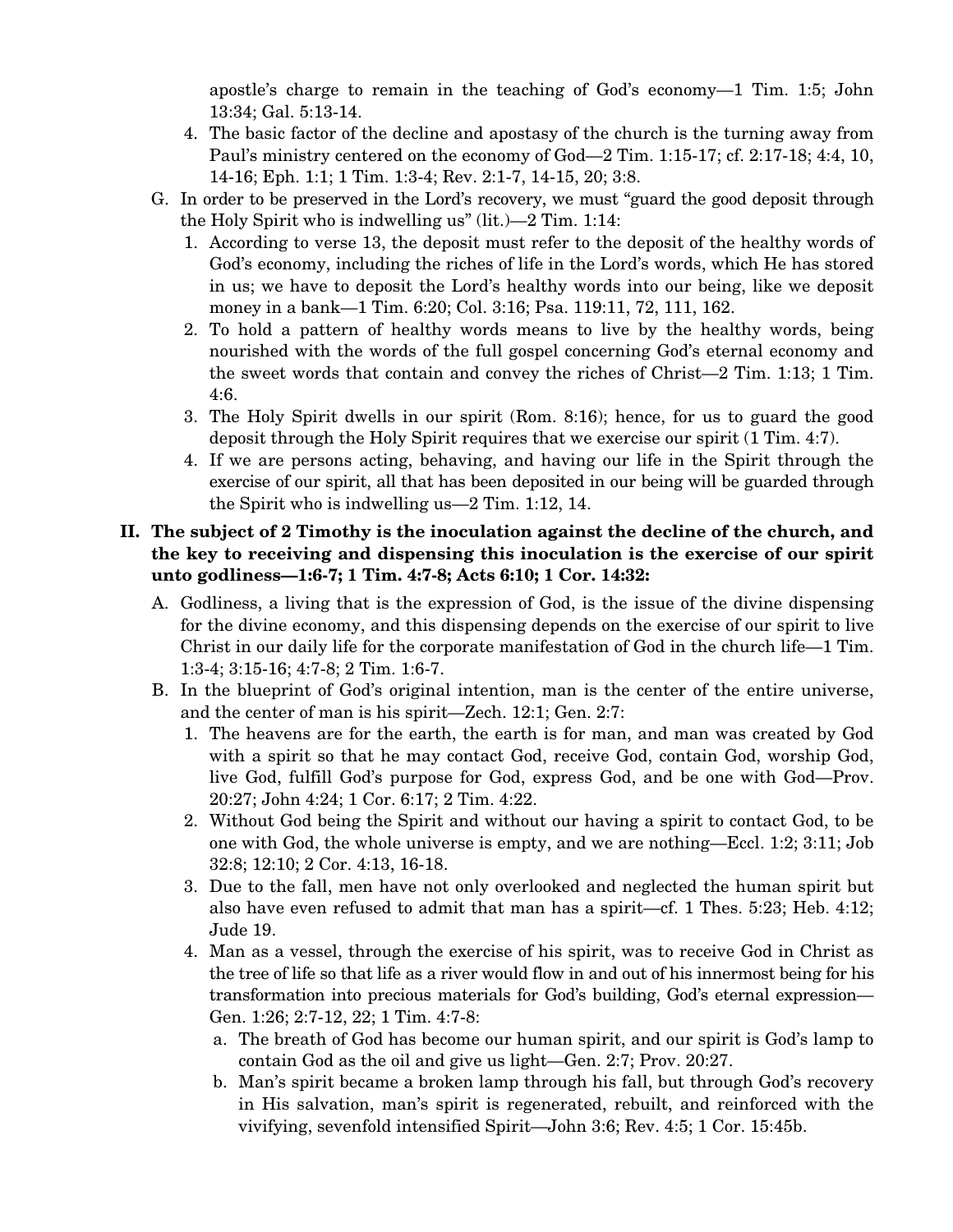apostle's charge to remain in the teaching of God's economy—1 Tim. 1:5; John 13:34; Gal. 5:13-14.

4. The basic factor of the decline and apostasy of the church is the turning away from Paul's ministry centered on the economy of God—2 Tim. 1:15-17; cf. 2:17-18; 4:4, 10, 14-16; Eph. 1:1; 1 Tim. 1:3-4; Rev. 2:1-7, 14-15, 20; 3:8.

G. In order to be preserved in the Lord's recovery, we must "guard the good deposit through the Holy Spirit who is indwelling us" (lit.)—2 Tim. 1:14:

1. According to verse 13, the deposit must refer to the deposit of the healthy words of God's economy, including the riches of life in the Lord's words, which He has stored in us; we have to deposit the Lord's healthy words into our being, like we deposit money in a bank—1 Tim. 6:20; Col. 3:16; Psa. 119:11, 72, 111, 162.
2. To hold a pattern of healthy words means to live by the healthy words, being nourished with the words of the full gospel concerning God's eternal economy and the sweet words that contain and convey the riches of Christ—2 Tim. 1:13; 1 Tim. 4:6.
3. The Holy Spirit dwells in our spirit (Rom. 8:16); hence, for us to guard the good deposit through the Holy Spirit requires that we exercise our spirit (1 Tim. 4:7).
4. If we are persons acting, behaving, and having our life in the Spirit through the exercise of our spirit, all that has been deposited in our being will be guarded through the Spirit who is indwelling us—2 Tim. 1:12, 14.

**II. The subject of 2 Timothy is the inoculation against the decline of the church, and the key to receiving and dispensing this inoculation is the exercise of our spirit unto godliness—1:6-7; 1 Tim. 4:7-8; Acts 6:10; 1 Cor. 14:32:**

A. Godliness, a living that is the expression of God, is the issue of the divine dispensing for the divine economy, and this dispensing depends on the exercise of our spirit to live Christ in our daily life for the corporate manifestation of God in the church life—1 Tim. 1:3-4; 3:15-16; 4:7-8; 2 Tim. 1:6-7.

B. In the blueprint of God's original intention, man is the center of the entire universe, and the center of man is his spirit—Zech. 12:1; Gen. 2:7:

1. The heavens are for the earth, the earth is for man, and man was created by God with a spirit so that he may contact God, receive God, contain God, worship God, live God, fulfill God's purpose for God, express God, and be one with God—Prov. 20:27; John 4:24; 1 Cor. 6:17; 2 Tim. 4:22.
2. Without God being the Spirit and without our having a spirit to contact God, to be one with God, the whole universe is empty, and we are nothing—Eccl. 1:2; 3:11; Job 32:8; 12:10; 2 Cor. 4:13, 16-18.
3. Due to the fall, men have not only overlooked and neglected the human spirit but also have even refused to admit that man has a spirit—cf. 1 Thes. 5:23; Heb. 4:12; Jude 19.
4. Man as a vessel, through the exercise of his spirit, was to receive God in Christ as the tree of life so that life as a river would flow in and out of his innermost being for his transformation into precious materials for God's building, God's eternal expression—Gen. 1:26; 2:7-12, 22; 1 Tim. 4:7-8:
   a. The breath of God has become our human spirit, and our spirit is God's lamp to contain God as the oil and give us light—Gen. 2:7; Prov. 20:27.
   b. Man's spirit became a broken lamp through his fall, but through God's recovery in His salvation, man's spirit is regenerated, rebuilt, and reinforced with the vivifying, sevenfold intensified Spirit—John 3:6; Rev. 4:5; 1 Cor. 15:45b.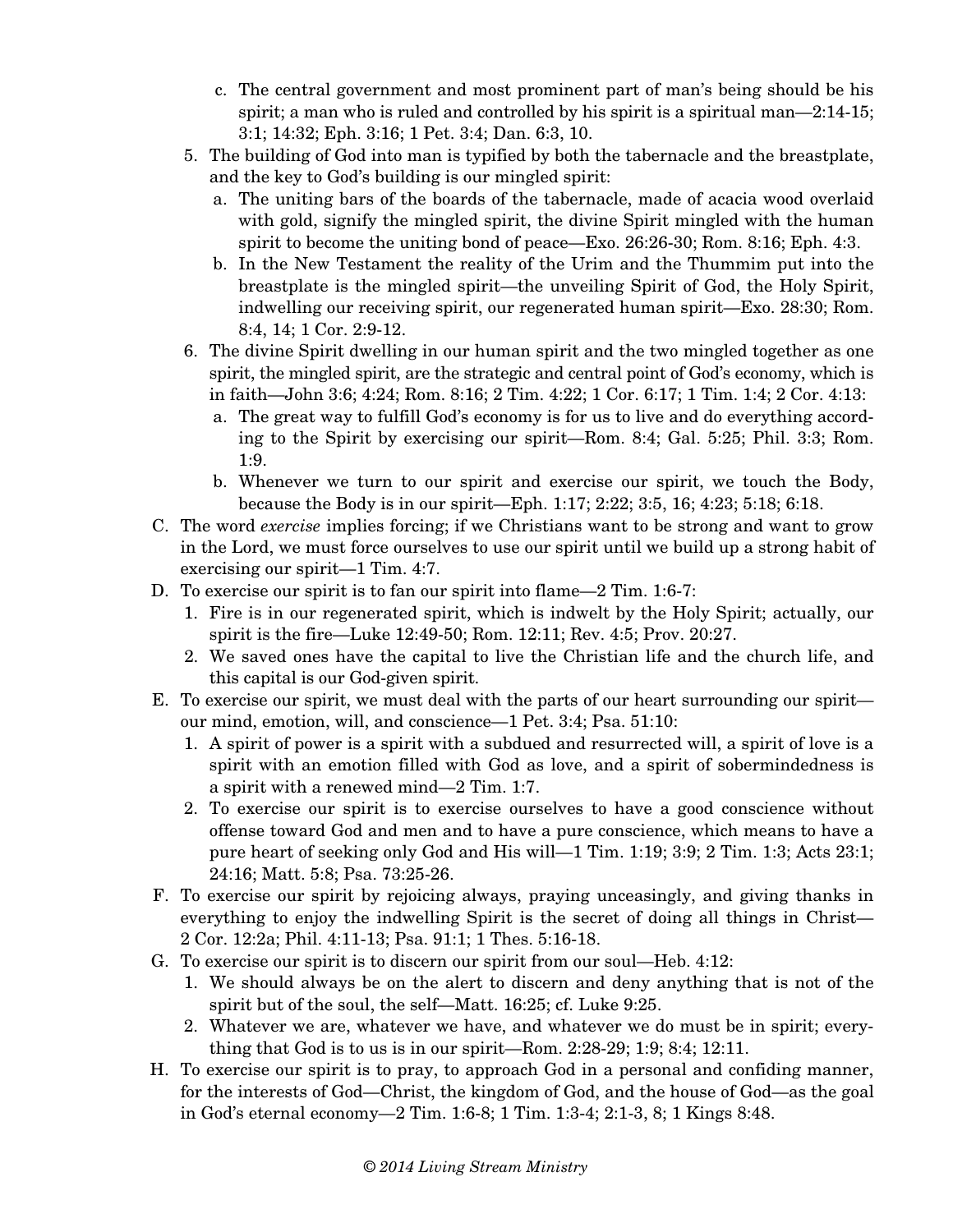c. The central government and most prominent part of man's being should be his spirit; a man who is ruled and controlled by his spirit is a spiritual man—2:14-15; 3:1; 14:32; Eph. 3:16; 1 Pet. 3:4; Dan. 6:3, 10.

5. The building of God into man is typified by both the tabernacle and the breastplate, and the key to God's building is our mingled spirit:
   a. The uniting bars of the boards of the tabernacle, made of acacia wood overlaid with gold, signify the mingled spirit, the divine Spirit mingled with the human spirit to become the uniting bond of peace—Exo. 26:26-30; Rom. 8:16; Eph. 4:3.
   b. In the New Testament the reality of the Urim and the Thummim put into the breastplate is the mingled spirit—the unveiling Spirit of God, the Holy Spirit, indwelling our receiving spirit, our regenerated human spirit—Exo. 28:30; Rom. 8:4, 14; 1 Cor. 2:9-12.
6. The divine Spirit dwelling in our human spirit and the two mingled together as one spirit, the mingled spirit, are the strategic and central point of God's economy, which is in faith—John 3:6; 4:24; Rom. 8:16; 2 Tim. 4:22; 1 Cor. 6:17; 1 Tim. 1:4; 2 Cor. 4:13:
   a. The great way to fulfill God's economy is for us to live and do everything according to the Spirit by exercising our spirit—Rom. 8:4; Gal. 5:25; Phil. 3:3; Rom. 1:9.
   b. Whenever we turn to our spirit and exercise our spirit, we touch the Body, because the Body is in our spirit—Eph. 1:17; 2:22; 3:5, 16; 4:23; 5:18; 6:18.

C. The word *exercise* implies forcing; if we Christians want to be strong and want to grow in the Lord, we must force ourselves to use our spirit until we build up a strong habit of exercising our spirit—1 Tim. 4:7.

D. To exercise our spirit is to fan our spirit into flame—2 Tim. 1:6-7:
   1. Fire is in our regenerated spirit, which is indwelt by the Holy Spirit; actually, our spirit is the fire—Luke 12:49-50; Rom. 12:11; Rev. 4:5; Prov. 20:27.
   2. We saved ones have the capital to live the Christian life and the church life, and this capital is our God-given spirit.

E. To exercise our spirit, we must deal with the parts of our heart surrounding our spirit—our mind, emotion, will, and conscience—1 Pet. 3:4; Psa. 51:10:
   1. A spirit of power is a spirit with a subdued and resurrected will, a spirit of love is a spirit with an emotion filled with God as love, and a spirit of sobermindedness is a spirit with a renewed mind—2 Tim. 1:7.
   2. To exercise our spirit is to exercise ourselves to have a good conscience without offense toward God and men and to have a pure conscience, which means to have a pure heart of seeking only God and His will—1 Tim. 1:19; 3:9; 2 Tim. 1:3; Acts 23:1; 24:16; Matt. 5:8; Psa. 73:25-26.

F. To exercise our spirit by rejoicing always, praying unceasingly, and giving thanks in everything to enjoy the indwelling Spirit is the secret of doing all things in Christ—2 Cor. 12:2a; Phil. 4:11-13; Psa. 91:1; 1 Thes. 5:16-18.

G. To exercise our spirit is to discern our spirit from our soul—Heb. 4:12:
   1. We should always be on the alert to discern and deny anything that is not of the spirit but of the soul, the self—Matt. 16:25; cf. Luke 9:25.
   2. Whatever we are, whatever we have, and whatever we do must be in spirit; everything that God is to us is in our spirit—Rom. 2:28-29; 1:9; 8:4; 12:11.

H. To exercise our spirit is to pray, to approach God in a personal and confiding manner, for the interests of God—Christ, the kingdom of God, and the house of God—as the goal in God's eternal economy—2 Tim. 1:6-8; 1 Tim. 1:3-4; 2:1-3, 8; 1 Kings 8:48.

*© 2014 Living Stream Ministry*